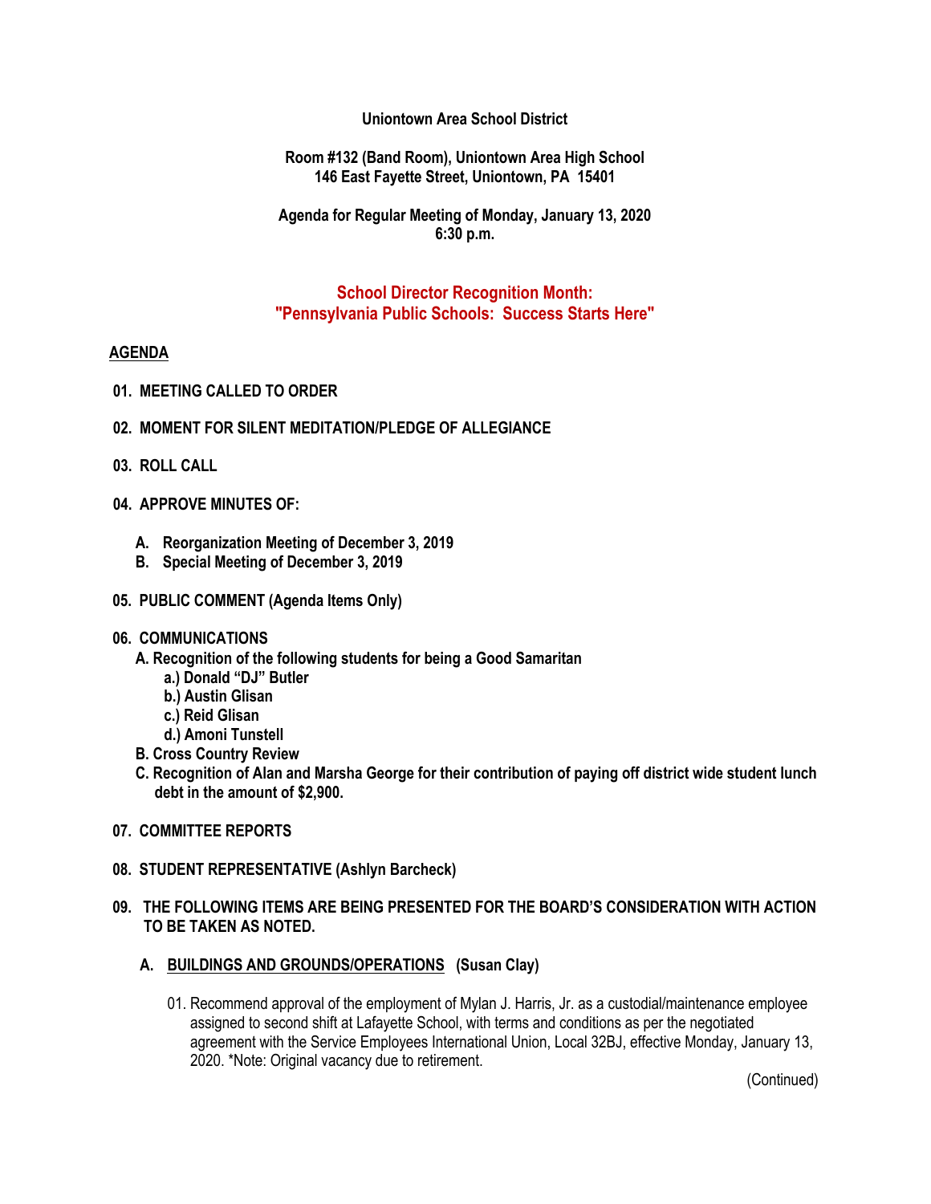**Uniontown Area School District**

**Room #132 (Band Room), Uniontown Area High School**
**146 East Fayette Street, Uniontown, PA 15401**

**Agenda for Regular Meeting of Monday, January 13, 2020**
**6:30 p.m.**

**School Director Recognition Month:**
**"Pennsylvania Public Schools: Success Starts Here"**

**AGENDA**

**01. MEETING CALLED TO ORDER**

**02. MOMENT FOR SILENT MEDITATION/PLEDGE OF ALLEGIANCE**

**03. ROLL CALL**

**04. APPROVE MINUTES OF:**

- **A. Reorganization Meeting of December 3, 2019**
- **B. Special Meeting of December 3, 2019**

**05. PUBLIC COMMENT (Agenda Items Only)**

**06. COMMUNICATIONS**

- **A. Recognition of the following students for being a Good Samaritan**
  - **a.) Donald "DJ" Butler**
  - **b.) Austin Glisan**
  - **c.) Reid Glisan**
  - **d.) Amoni Tunstell**
- **B. Cross Country Review**
- **C. Recognition of Alan and Marsha George for their contribution of paying off district wide student lunch debt in the amount of $2,900.**

**07. COMMITTEE REPORTS**

**08. STUDENT REPRESENTATIVE (Ashlyn Barcheck)**

**09. THE FOLLOWING ITEMS ARE BEING PRESENTED FOR THE BOARD'S CONSIDERATION WITH ACTION TO BE TAKEN AS NOTED.**

**A. BUILDINGS AND GROUNDS/OPERATIONS (Susan Clay)**

01. Recommend approval of the employment of Mylan J. Harris, Jr. as a custodial/maintenance employee assigned to second shift at Lafayette School, with terms and conditions as per the negotiated agreement with the Service Employees International Union, Local 32BJ, effective Monday, January 13, 2020. *Note: Original vacancy due to retirement.

(Continued)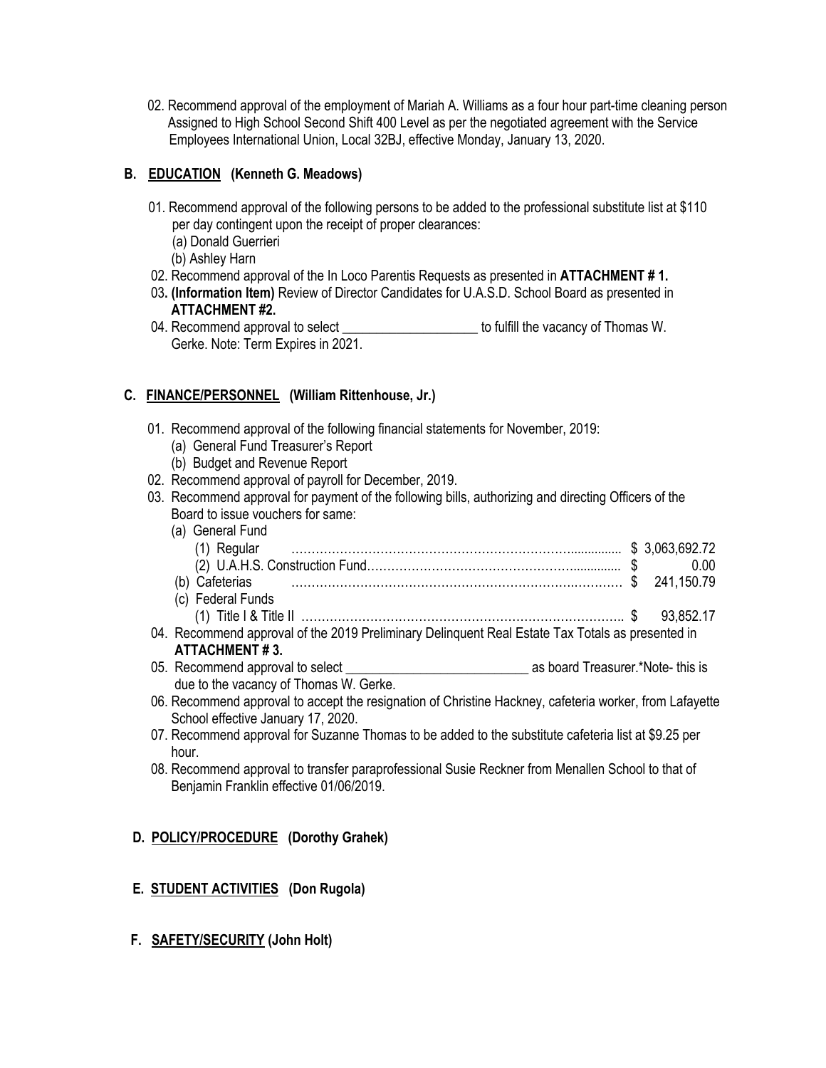02. Recommend approval of the employment of Mariah A. Williams as a four hour part-time cleaning person Assigned to High School Second Shift 400 Level as per the negotiated agreement with the Service Employees International Union, Local 32BJ, effective Monday, January 13, 2020.

**B. <u>EDUCATION</u> (Kenneth G. Meadows)**

01. Recommend approval of the following persons to be added to the professional substitute list at $110 per day contingent upon the receipt of proper clearances:
    (a) Donald Guerrieri
    (b) Ashley Harn
02. Recommend approval of the In Loco Parentis Requests as presented in **ATTACHMENT # 1.**
03. **(Information Item)** Review of Director Candidates for U.A.S.D. School Board as presented in **ATTACHMENT #2.**
04. Recommend approval to select ____________________ to fulfill the vacancy of Thomas W. Gerke. Note: Term Expires in 2021.

**C. <u>FINANCE/PERSONNEL</u> (William Rittenhouse, Jr.)**

01. Recommend approval of the following financial statements for November, 2019:
    (a) General Fund Treasurer's Report
    (b) Budget and Revenue Report
02. Recommend approval of payroll for December, 2019.
03. Recommend approval for payment of the following bills, authorizing and directing Officers of the Board to issue vouchers for same:
    (a) General Fund
        (1) Regular ........................................................ $ 3,063,692.72
        (2) U.A.H.S. Construction Fund.................................... $ 0.00
    (b) Cafeterias ........................................................ $ 241,150.79
    (c) Federal Funds
        (1) Title I & Title II ................................................ $ 93,852.17
04. Recommend approval of the 2019 Preliminary Delinquent Real Estate Tax Totals as presented in **ATTACHMENT # 3.**
05. Recommend approval to select __________________________ as board Treasurer.*Note- this is due to the vacancy of Thomas W. Gerke.
06. Recommend approval to accept the resignation of Christine Hackney, cafeteria worker, from Lafayette School effective January 17, 2020.
07. Recommend approval for Suzanne Thomas to be added to the substitute cafeteria list at $9.25 per hour.
08. Recommend approval to transfer paraprofessional Susie Reckner from Menallen School to that of Benjamin Franklin effective 01/06/2019.

**D. <u>POLICY/PROCEDURE</u> (Dorothy Grahek)**

**E. <u>STUDENT ACTIVITIES</u> (Don Rugola)**

**F. <u>SAFETY/SECURITY</u> (John Holt)**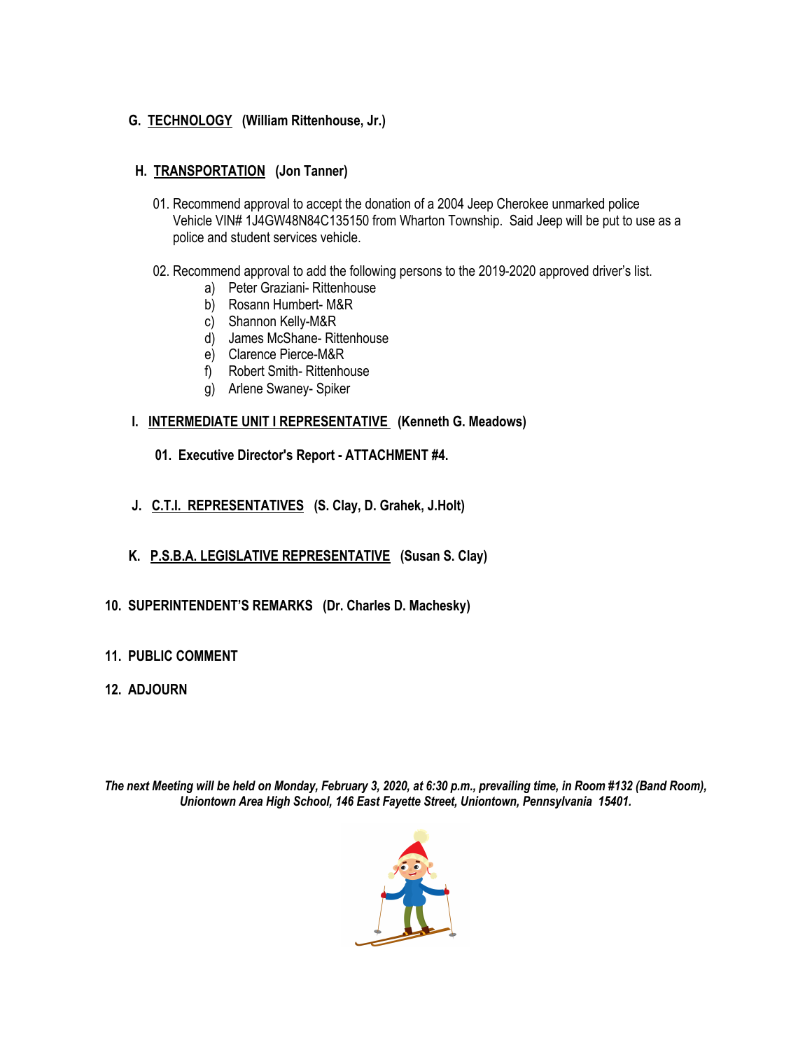**G. <u>TECHNOLOGY</u> (William Rittenhouse, Jr.)**

**H. <u>TRANSPORTATION</u> (Jon Tanner)**

01. Recommend approval to accept the donation of a 2004 Jeep Cherokee unmarked police Vehicle VIN# 1J4GW48N84C135150 from Wharton Township. Said Jeep will be put to use as a police and student services vehicle.

02. Recommend approval to add the following persons to the 2019-2020 approved driver's list.
    - a) Peter Graziani- Rittenhouse
    - b) Rosann Humbert- M&R
    - c) Shannon Kelly-M&R
    - d) James McShane- Rittenhouse
    - e) Clarence Pierce-M&R
    - f) Robert Smith- Rittenhouse
    - g) Arlene Swaney- Spiker

**I. <u>INTERMEDIATE UNIT I REPRESENTATIVE</u> (Kenneth G. Meadows)**

**01. Executive Director's Report - ATTACHMENT #4.**

**J. <u>C.T.I. REPRESENTATIVES</u> (S. Clay, D. Grahek, J.Holt)**

**K. <u>P.S.B.A. LEGISLATIVE REPRESENTATIVE</u> (Susan S. Clay)**

**10. SUPERINTENDENT'S REMARKS (Dr. Charles D. Machesky)**

**11. PUBLIC COMMENT**

**12. ADJOURN**

***The next Meeting will be held on Monday, February 3, 2020, at 6:30 p.m., prevailing time, in Room #132 (Band Room), Uniontown Area High School, 146 East Fayette Street, Uniontown, Pennsylvania 15401.***